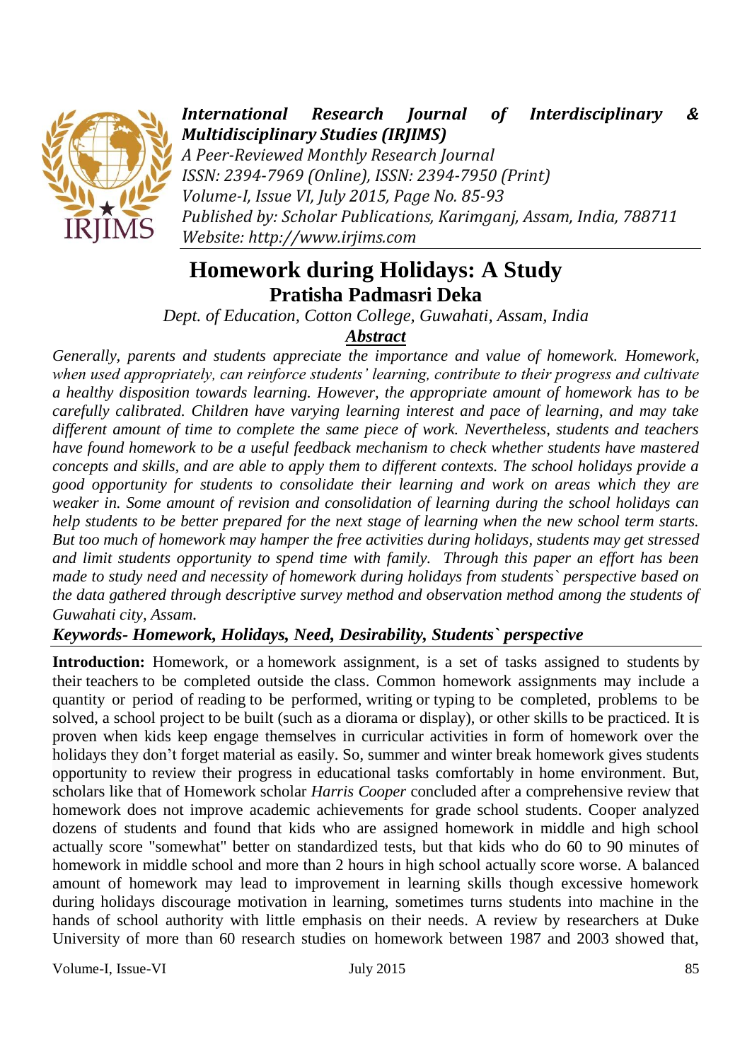# Homework during Holidays: A Study

**Pratisha Padmasri Deka**

*Dept. of Education, Cotton College, Guwahati, Assam, India*

***Abstract***

*Generally, parents and students appreciate the importance and value of homework. Homework, when used appropriately, can reinforce students' learning, contribute to their progress and cultivate a healthy disposition towards learning. However, the appropriate amount of homework has to be carefully calibrated. Children have varying learning interest and pace of learning, and may take different amount of time to complete the same piece of work. Nevertheless, students and teachers have found homework to be a useful feedback mechanism to check whether students have mastered concepts and skills, and are able to apply them to different contexts. The school holidays provide a good opportunity for students to consolidate their learning and work on areas which they are weaker in. Some amount of revision and consolidation of learning during the school holidays can help students to be better prepared for the next stage of learning when the new school term starts. But too much of homework may hamper the free activities during holidays, students may get stressed and limit students opportunity to spend time with family. Through this paper an effort has been made to study need and necessity of homework during holidays from students` perspective based on the data gathered through descriptive survey method and observation method among the students of Guwahati city, Assam.*

***Keywords- Homework, Holidays, Need, Desirability, Students` perspective***

**Introduction:** Homework, or a homework assignment, is a set of tasks assigned to students by their teachers to be completed outside the class. Common homework assignments may include a quantity or period of reading to be performed, writing or typing to be completed, problems to be solved, a school project to be built (such as a diorama or display), or other skills to be practiced. It is proven when kids keep engage themselves in curricular activities in form of homework over the holidays they don't forget material as easily. So, summer and winter break homework gives students opportunity to review their progress in educational tasks comfortably in home environment. But, scholars like that of Homework scholar *Harris Cooper* concluded after a comprehensive review that homework does not improve academic achievements for grade school students. Cooper analyzed dozens of students and found that kids who are assigned homework in middle and high school actually score "somewhat" better on standardized tests, but that kids who do 60 to 90 minutes of homework in middle school and more than 2 hours in high school actually score worse. A balanced amount of homework may lead to improvement in learning skills though excessive homework during holidays discourage motivation in learning, sometimes turns students into machine in the hands of school authority with little emphasis on their needs. A review by researchers at Duke University of more than 60 research studies on homework between 1987 and 2003 showed that,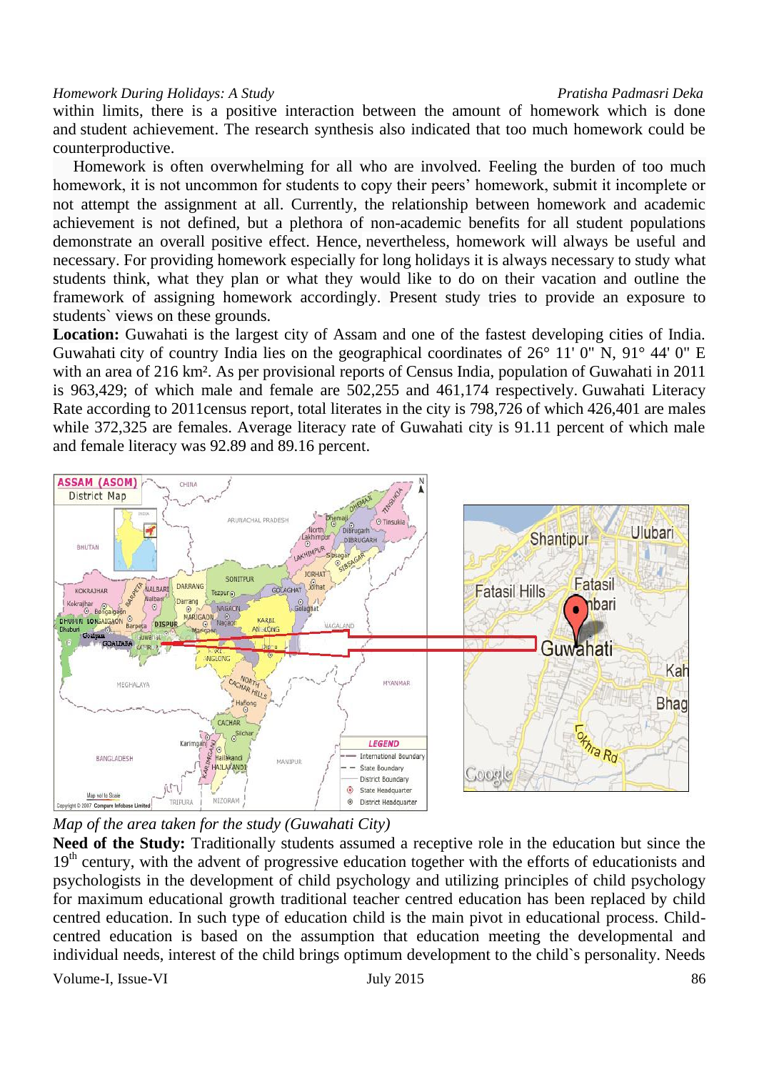within limits, there is a positive interaction between the amount of homework which is done and student achievement. The research synthesis also indicated that too much homework could be counterproductive.

Homework is often overwhelming for all who are involved. Feeling the burden of too much homework, it is not uncommon for students to copy their peers' homework, submit it incomplete or not attempt the assignment at all. Currently, the relationship between homework and academic achievement is not defined, but a plethora of non-academic benefits for all student populations demonstrate an overall positive effect. Hence, nevertheless, homework will always be useful and necessary. For providing homework especially for long holidays it is always necessary to study what students think, what they plan or what they would like to do on their vacation and outline the framework of assigning homework accordingly. Present study tries to provide an exposure to students` views on these grounds.

**Location:** Guwahati is the largest city of Assam and one of the fastest developing cities of India. Guwahati city of country India lies on the geographical coordinates of 26° 11' 0" N, 91° 44' 0" E with an area of 216 km². As per provisional reports of Census India, population of Guwahati in 2011 is 963,429; of which male and female are 502,255 and 461,174 respectively. Guwahati Literacy Rate according to 2011census report, total literates in the city is 798,726 of which 426,401 are males while 372,325 are females. Average literacy rate of Guwahati city is 91.11 percent of which male and female literacy was 92.89 and 89.16 percent.

*Map of the area taken for the study (Guwahati City)*

**Need of the Study:** Traditionally students assumed a receptive role in the education but since the 19th century, with the advent of progressive education together with the efforts of educationists and psychologists in the development of child psychology and utilizing principles of child psychology for maximum educational growth traditional teacher centred education has been replaced by child centred education. In such type of education child is the main pivot in educational process. Child-centred education is based on the assumption that education meeting the developmental and individual needs, interest of the child brings optimum development to the child`s personality. Needs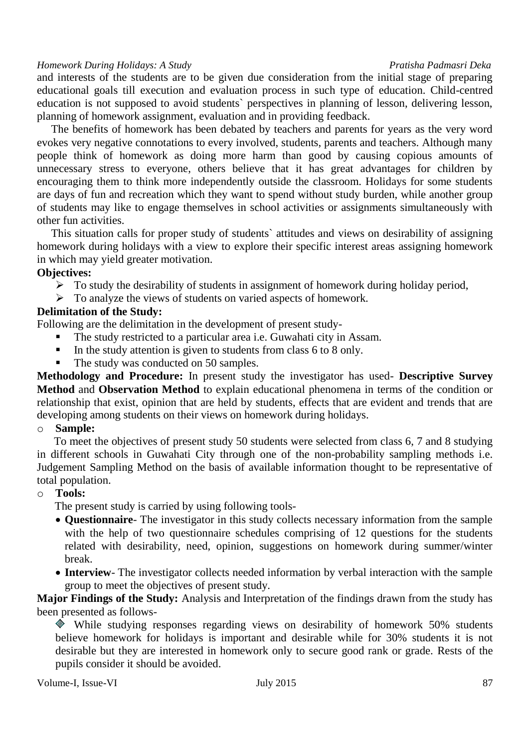and interests of the students are to be given due consideration from the initial stage of preparing educational goals till execution and evaluation process in such type of education. Child-centred education is not supposed to avoid students` perspectives in planning of lesson, delivering lesson, planning of homework assignment, evaluation and in providing feedback.

The benefits of homework has been debated by teachers and parents for years as the very word evokes very negative connotations to every involved, students, parents and teachers. Although many people think of homework as doing more harm than good by causing copious amounts of unnecessary stress to everyone, others believe that it has great advantages for children by encouraging them to think more independently outside the classroom. Holidays for some students are days of fun and recreation which they want to spend without study burden, while another group of students may like to engage themselves in school activities or assignments simultaneously with other fun activities.

This situation calls for proper study of students` attitudes and views on desirability of assigning homework during holidays with a view to explore their specific interest areas assigning homework in which may yield greater motivation.

**Objectives:**

- To study the desirability of students in assignment of homework during holiday period,
- To analyze the views of students on varied aspects of homework.

**Delimitation of the Study:**

Following are the delimitation in the development of present study-

- The study restricted to a particular area i.e. Guwahati city in Assam.
- In the study attention is given to students from class 6 to 8 only.
- The study was conducted on 50 samples.

**Methodology and Procedure:** In present study the investigator has used- **Descriptive Survey Method** and **Observation Method** to explain educational phenomena in terms of the condition or relationship that exist, opinion that are held by students, effects that are evident and trends that are developing among students on their views on homework during holidays.

- **Sample:**

To meet the objectives of present study 50 students were selected from class 6, 7 and 8 studying in different schools in Guwahati City through one of the non-probability sampling methods i.e. Judgement Sampling Method on the basis of available information thought to be representative of total population.

- **Tools:**

The present study is carried by using following tools-

- **Questionnaire**- The investigator in this study collects necessary information from the sample with the help of two questionnaire schedules comprising of 12 questions for the students related with desirability, need, opinion, suggestions on homework during summer/winter break.
- **Interview**- The investigator collects needed information by verbal interaction with the sample group to meet the objectives of present study.

**Major Findings of the Study:** Analysis and Interpretation of the findings drawn from the study has been presented as follows-

- While studying responses regarding views on desirability of homework 50% students believe homework for holidays is important and desirable while for 30% students it is not desirable but they are interested in homework only to secure good rank or grade. Rests of the pupils consider it should be avoided.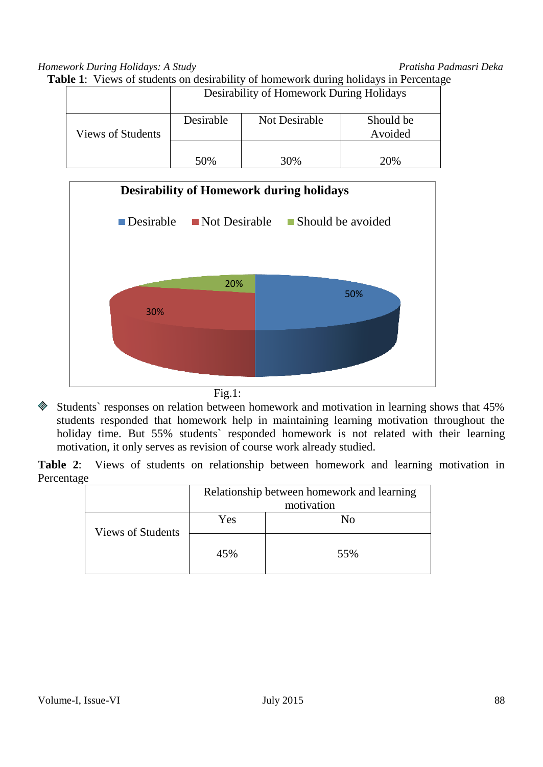**Table 1**: Views of students on desirability of homework during holidays in Percentage

| | Desirability of Homework During Holidays | | |
|---|---|---|---|
| Views of Students | Desirable | Not Desirable | Should be Avoided |
| | 50% | 30% | 20% |

Fig.1:

- Students` responses on relation between homework and motivation in learning shows that 45% students responded that homework help in maintaining learning motivation throughout the holiday time. But 55% students` responded homework is not related with their learning motivation, it only serves as revision of course work already studied.

**Table 2**: Views of students on relationship between homework and learning motivation in Percentage

| | Relationship between homework and learning motivation | |
|---|---|---|
| Views of Students | Yes | No |
| | 45% | 55% |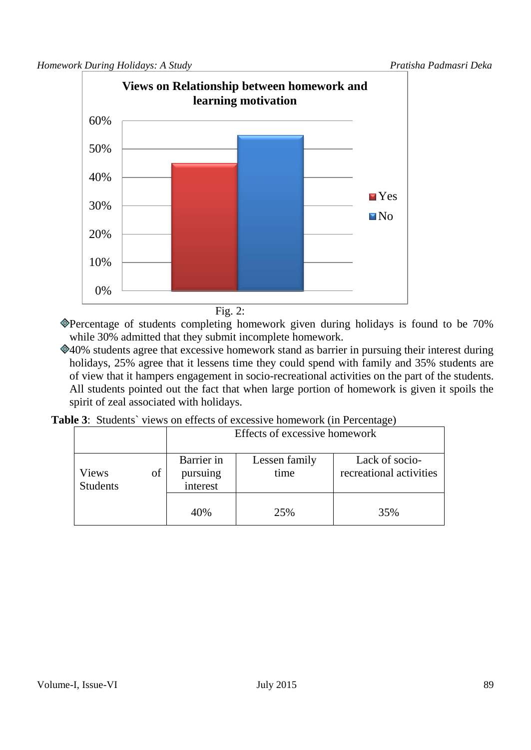Fig. 2:

- Percentage of students completing homework given during holidays is found to be 70% while 30% admitted that they submit incomplete homework.
- 40% students agree that excessive homework stand as barrier in pursuing their interest during holidays, 25% agree that it lessens time they could spend with family and 35% students are of view that it hampers engagement in socio-recreational activities on the part of the students. All students pointed out the fact that when large portion of homework is given it spoils the spirit of zeal associated with holidays.

**Table 3**: Students` views on effects of excessive homework (in Percentage)

| | Effects of excessive homework | | |
|---|---|---|---|
| Views of Students | Barrier in pursuing interest | Lessen family time | Lack of socio-recreational activities |
| | 40% | 25% | 35% |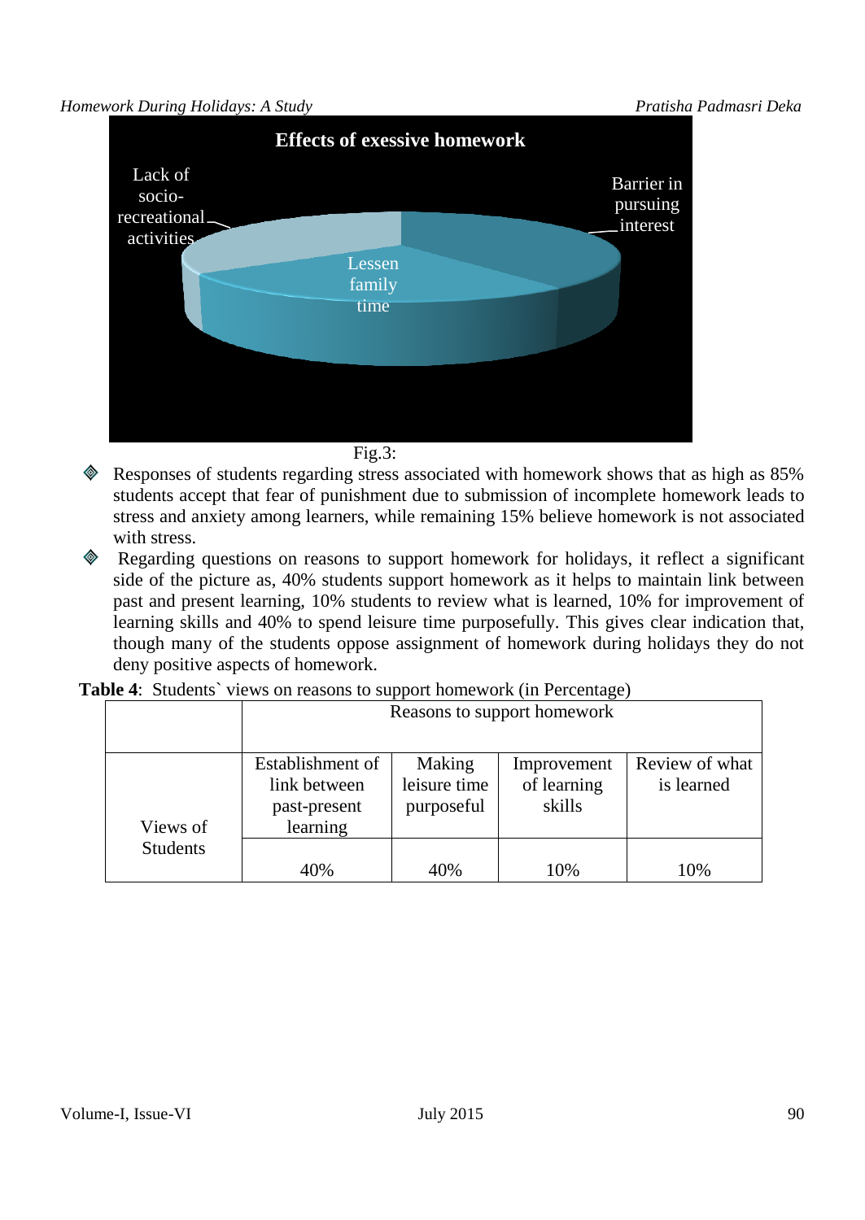Fig.3:

- Responses of students regarding stress associated with homework shows that as high as 85% students accept that fear of punishment due to submission of incomplete homework leads to stress and anxiety among learners, while remaining 15% believe homework is not associated with stress.
- Regarding questions on reasons to support homework for holidays, it reflect a significant side of the picture as, 40% students support homework as it helps to maintain link between past and present learning, 10% students to review what is learned, 10% for improvement of learning skills and 40% to spend leisure time purposefully. This gives clear indication that, though many of the students oppose assignment of homework during holidays they do not deny positive aspects of homework.

**Table 4**: Students` views on reasons to support homework (in Percentage)

| | Reasons to support homework | | | |
|---|---|---|---|---|
| | Establishment of link between past-present learning | Making leisure time purposeful | Improvement of learning skills | Review of what is learned |
| Views of Students | 40% | 40% | 10% | 10% |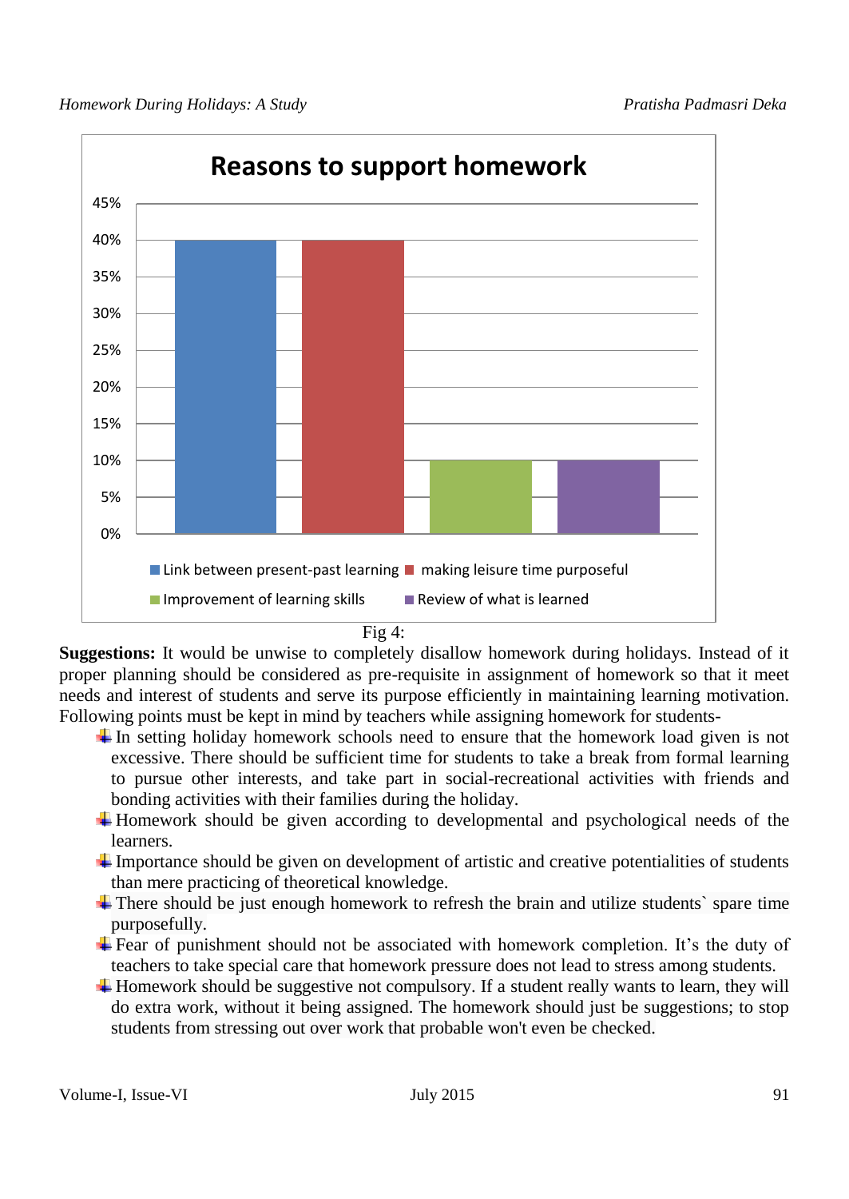Fig 4:

**Suggestions:** It would be unwise to completely disallow homework during holidays. Instead of it proper planning should be considered as pre-requisite in assignment of homework so that it meet needs and interest of students and serve its purpose efficiently in maintaining learning motivation. Following points must be kept in mind by teachers while assigning homework for students-

- In setting holiday homework schools need to ensure that the homework load given is not excessive. There should be sufficient time for students to take a break from formal learning to pursue other interests, and take part in social-recreational activities with friends and bonding activities with their families during the holiday.
- Homework should be given according to developmental and psychological needs of the learners.
- Importance should be given on development of artistic and creative potentialities of students than mere practicing of theoretical knowledge.
- There should be just enough homework to refresh the brain and utilize students` spare time purposefully.
- Fear of punishment should not be associated with homework completion. It's the duty of teachers to take special care that homework pressure does not lead to stress among students.
- Homework should be suggestive not compulsory. If a student really wants to learn, they will do extra work, without it being assigned. The homework should just be suggestions; to stop students from stressing out over work that probable won't even be checked.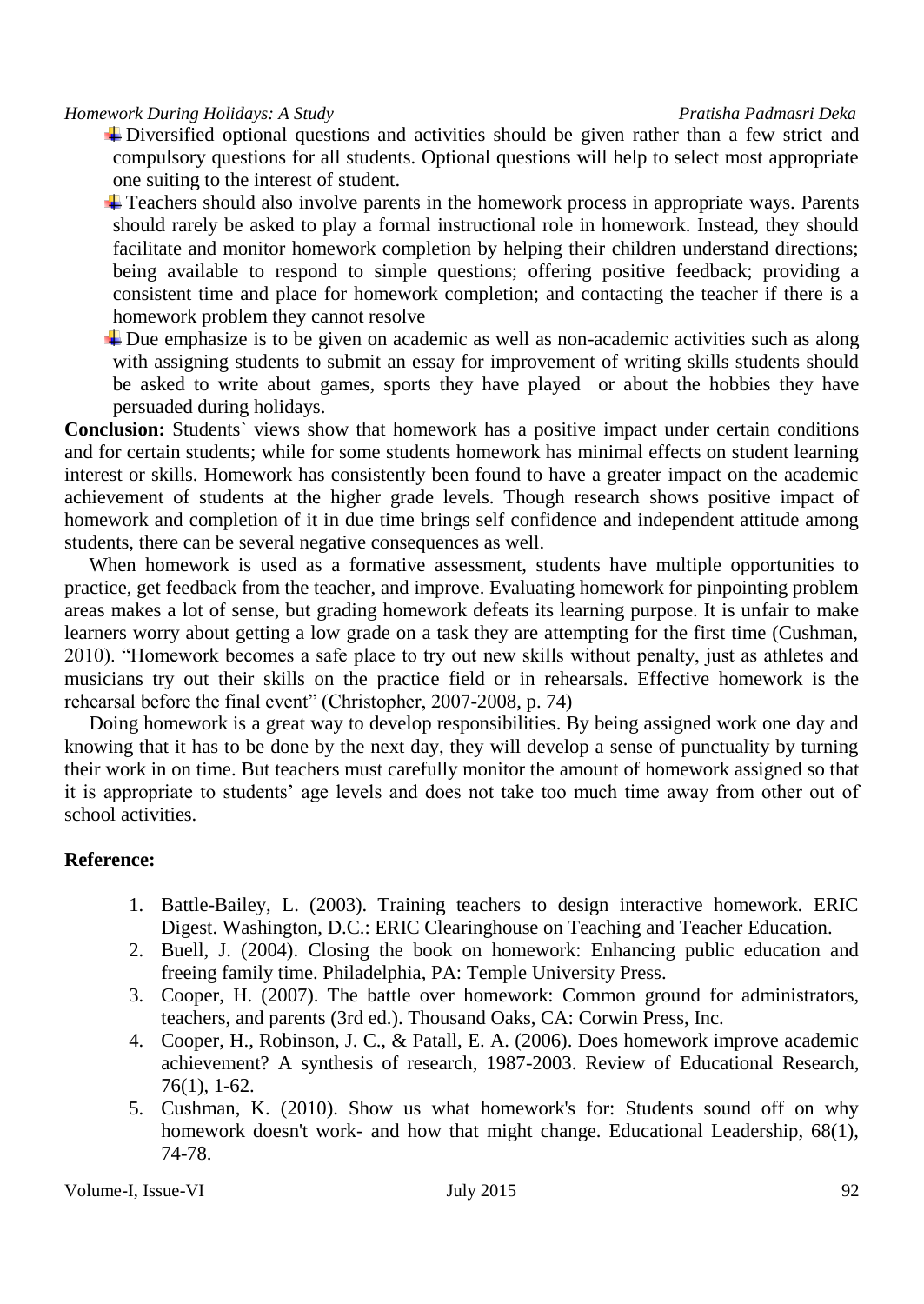- Diversified optional questions and activities should be given rather than a few strict and compulsory questions for all students. Optional questions will help to select most appropriate one suiting to the interest of student.
- Teachers should also involve parents in the homework process in appropriate ways. Parents should rarely be asked to play a formal instructional role in homework. Instead, they should facilitate and monitor homework completion by helping their children understand directions; being available to respond to simple questions; offering positive feedback; providing a consistent time and place for homework completion; and contacting the teacher if there is a homework problem they cannot resolve
- Due emphasize is to be given on academic as well as non-academic activities such as along with assigning students to submit an essay for improvement of writing skills students should be asked to write about games, sports they have played or about the hobbies they have persuaded during holidays.

**Conclusion:** Students` views show that homework has a positive impact under certain conditions and for certain students; while for some students homework has minimal effects on student learning interest or skills. Homework has consistently been found to have a greater impact on the academic achievement of students at the higher grade levels. Though research shows positive impact of homework and completion of it in due time brings self confidence and independent attitude among students, there can be several negative consequences as well.

When homework is used as a formative assessment, students have multiple opportunities to practice, get feedback from the teacher, and improve. Evaluating homework for pinpointing problem areas makes a lot of sense, but grading homework defeats its learning purpose. It is unfair to make learners worry about getting a low grade on a task they are attempting for the first time (Cushman, 2010). "Homework becomes a safe place to try out new skills without penalty, just as athletes and musicians try out their skills on the practice field or in rehearsals. Effective homework is the rehearsal before the final event" (Christopher, 2007-2008, p. 74)

Doing homework is a great way to develop responsibilities. By being assigned work one day and knowing that it has to be done by the next day, they will develop a sense of punctuality by turning their work in on time. But teachers must carefully monitor the amount of homework assigned so that it is appropriate to students' age levels and does not take too much time away from other out of school activities.

**Reference:**

1. Battle-Bailey, L. (2003). Training teachers to design interactive homework. ERIC Digest. Washington, D.C.: ERIC Clearinghouse on Teaching and Teacher Education.
2. Buell, J. (2004). Closing the book on homework: Enhancing public education and freeing family time. Philadelphia, PA: Temple University Press.
3. Cooper, H. (2007). The battle over homework: Common ground for administrators, teachers, and parents (3rd ed.). Thousand Oaks, CA: Corwin Press, Inc.
4. Cooper, H., Robinson, J. C., & Patall, E. A. (2006). Does homework improve academic achievement? A synthesis of research, 1987-2003. Review of Educational Research, 76(1), 1-62.
5. Cushman, K. (2010). Show us what homework's for: Students sound off on why homework doesn't work- and how that might change. Educational Leadership, 68(1), 74-78.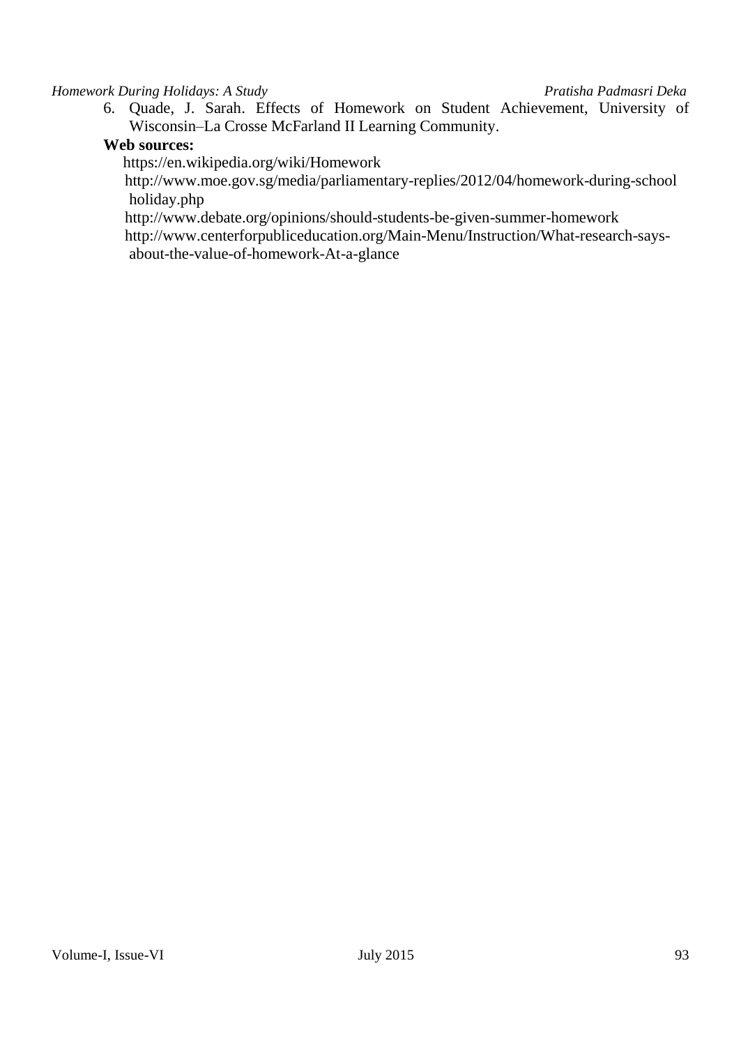6. Quade, J. Sarah. Effects of Homework on Student Achievement, University of Wisconsin–La Crosse McFarland II Learning Community.

**Web sources:**

https://en.wikipedia.org/wiki/Homework

http://www.moe.gov.sg/media/parliamentary-replies/2012/04/homework-during-school holiday.php

http://www.debate.org/opinions/should-students-be-given-summer-homework

http://www.centerforpubliceducation.org/Main-Menu/Instruction/What-research-says-about-the-value-of-homework-At-a-glance